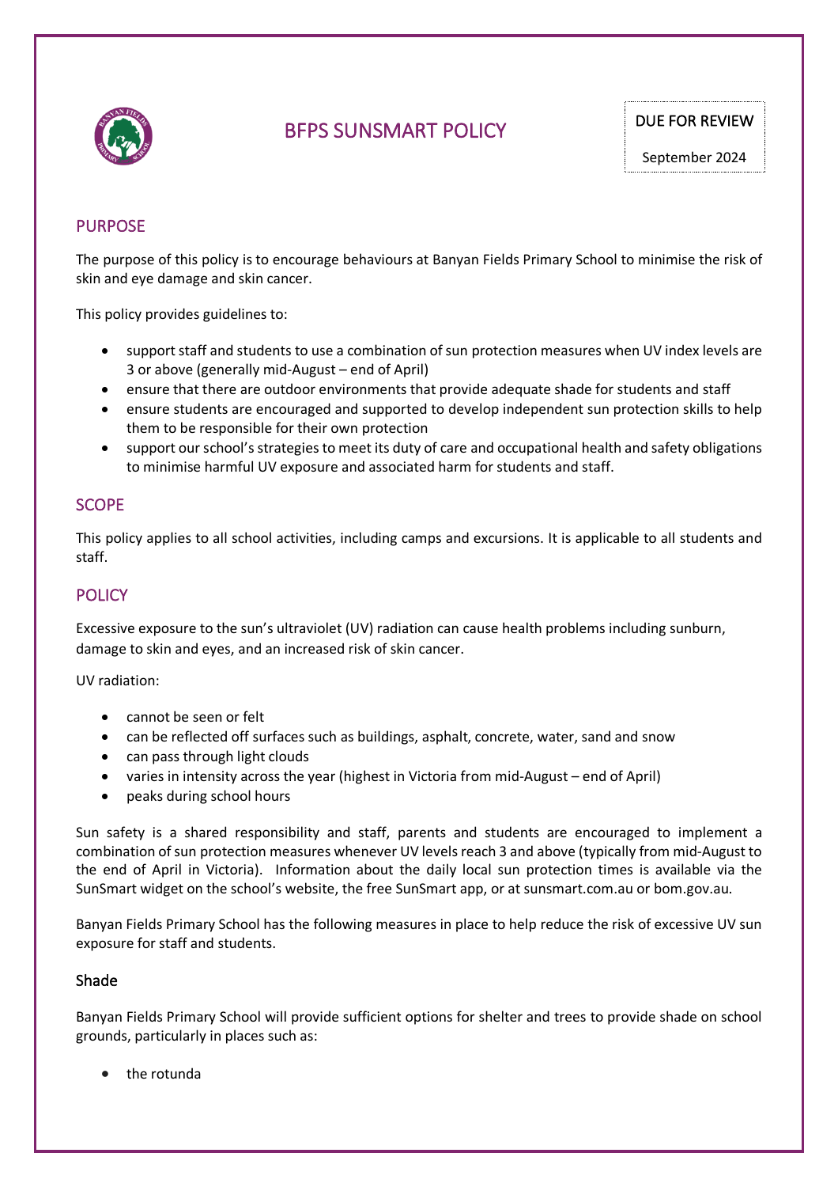# BFPS SUNSMART POLICY

DUE FOR REVIEW

September 2024

## PURPOSE

The purpose of this policy is to encourage behaviours at Banyan Fields Primary School to minimise the risk of skin and eye damage and skin cancer.

This policy provides guidelines to:

- support staff and students to use a combination of sun protection measures when UV index levels are 3 or above (generally mid-August – end of April)
- ensure that there are outdoor environments that provide adequate shade for students and staff
- ensure students are encouraged and supported to develop independent sun protection skills to help them to be responsible for their own protection
- support our school's strategies to meet its duty of care and occupational health and safety obligations to minimise harmful UV exposure and associated harm for students and staff.

## SCOPE

This policy applies to all school activities, including camps and excursions. It is applicable to all students and staff.

## POLICY

Excessive exposure to the sun's ultraviolet (UV) radiation can cause health problems including sunburn, damage to skin and eyes, and an increased risk of skin cancer.

UV radiation:

- cannot be seen or felt
- can be reflected off surfaces such as buildings, asphalt, concrete, water, sand and snow
- can pass through light clouds
- varies in intensity across the year (highest in Victoria from mid-August – end of April)
- peaks during school hours

Sun safety is a shared responsibility and staff, parents and students are encouraged to implement a combination of sun protection measures whenever UV levels reach 3 and above (typically from mid-August to the end of April in Victoria). Information about the daily local sun protection times is available via the SunSmart widget on the school's website, the free SunSmart app, or at sunsmart.com.au or bom.gov.au.

Banyan Fields Primary School has the following measures in place to help reduce the risk of excessive UV sun exposure for staff and students.

### Shade

Banyan Fields Primary School will provide sufficient options for shelter and trees to provide shade on school grounds, particularly in places such as:

- the rotunda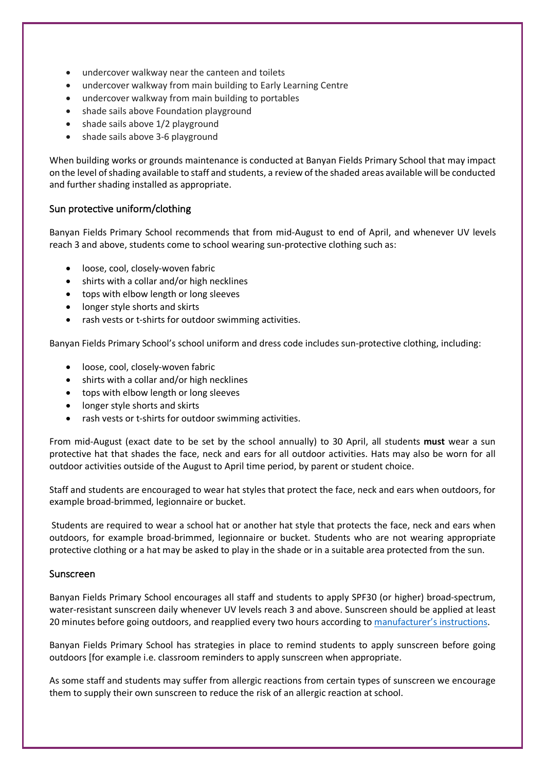- undercover walkway near the canteen and toilets
- undercover walkway from main building to Early Learning Centre
- undercover walkway from main building to portables
- shade sails above Foundation playground
- shade sails above 1/2 playground
- shade sails above 3-6 playground

When building works or grounds maintenance is conducted at Banyan Fields Primary School that may impact on the level of shading available to staff and students, a review of the shaded areas available will be conducted and further shading installed as appropriate.

## Sun protective uniform/clothing

Banyan Fields Primary School recommends that from mid-August to end of April, and whenever UV levels reach 3 and above, students come to school wearing sun-protective clothing such as:

- loose, cool, closely-woven fabric
- shirts with a collar and/or high necklines
- tops with elbow length or long sleeves
- longer style shorts and skirts
- rash vests or t-shirts for outdoor swimming activities.

Banyan Fields Primary School's school uniform and dress code includes sun-protective clothing, including:

- loose, cool, closely-woven fabric
- shirts with a collar and/or high necklines
- tops with elbow length or long sleeves
- longer style shorts and skirts
- rash vests or t-shirts for outdoor swimming activities.

From mid-August (exact date to be set by the school annually) to 30 April, all students **must** wear a sun protective hat that shades the face, neck and ears for all outdoor activities. Hats may also be worn for all outdoor activities outside of the August to April time period, by parent or student choice.

Staff and students are encouraged to wear hat styles that protect the face, neck and ears when outdoors, for example broad-brimmed, legionnaire or bucket.

Students are required to wear a school hat or another hat style that protects the face, neck and ears when outdoors, for example broad-brimmed, legionnaire or bucket. Students who are not wearing appropriate protective clothing or a hat may be asked to play in the shade or in a suitable area protected from the sun.

## Sunscreen

Banyan Fields Primary School encourages all staff and students to apply SPF30 (or higher) broad-spectrum, water-resistant sunscreen daily whenever UV levels reach 3 and above. Sunscreen should be applied at least 20 minutes before going outdoors, and reapplied every two hours according to [manufacturer's instructions](manufacturer's instructions).

Banyan Fields Primary School has strategies in place to remind students to apply sunscreen before going outdoors [for example i.e. classroom reminders to apply sunscreen when appropriate.

As some staff and students may suffer from allergic reactions from certain types of sunscreen we encourage them to supply their own sunscreen to reduce the risk of an allergic reaction at school.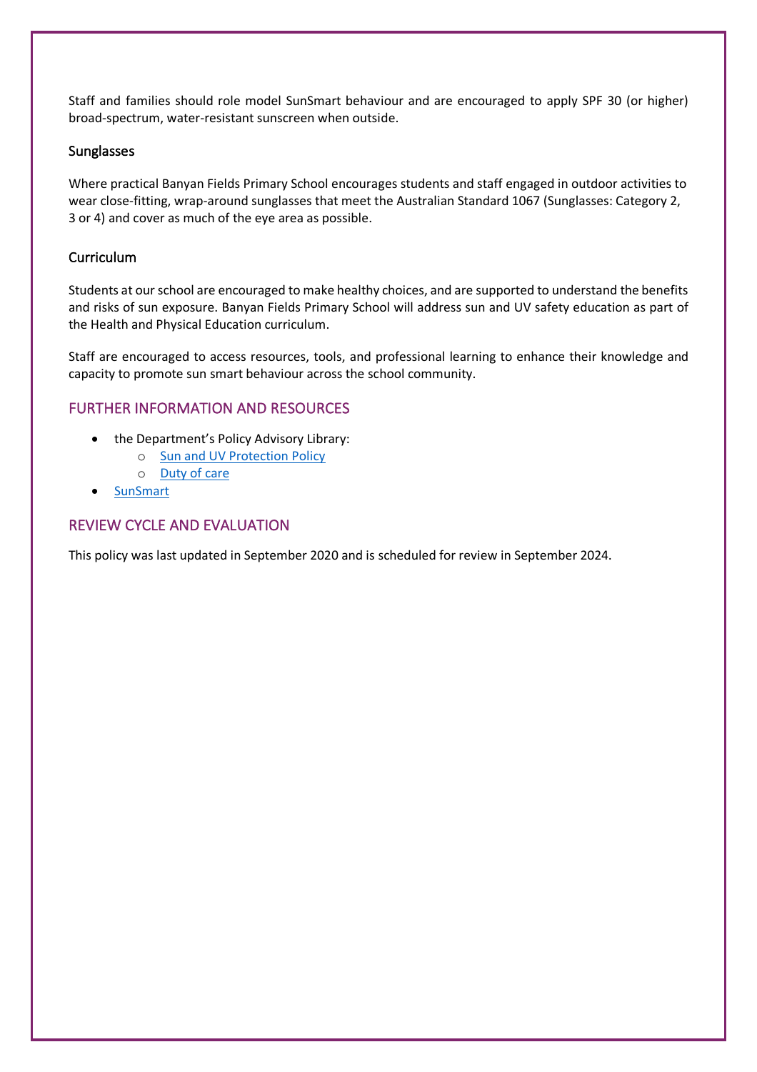Staff and families should role model SunSmart behaviour and are encouraged to apply SPF 30 (or higher) broad-spectrum, water-resistant sunscreen when outside.

### Sunglasses

Where practical Banyan Fields Primary School encourages students and staff engaged in outdoor activities to wear close-fitting, wrap-around sunglasses that meet the Australian Standard 1067 (Sunglasses: Category 2, 3 or 4) and cover as much of the eye area as possible.

### Curriculum

Students at our school are encouraged to make healthy choices, and are supported to understand the benefits and risks of sun exposure. Banyan Fields Primary School will address sun and UV safety education as part of the Health and Physical Education curriculum.

Staff are encouraged to access resources, tools, and professional learning to enhance their knowledge and capacity to promote sun smart behaviour across the school community.

## FURTHER INFORMATION AND RESOURCES

- the Department's Policy Advisory Library:
  - Sun and UV Protection Policy
  - Duty of care
- SunSmart

## REVIEW CYCLE AND EVALUATION

This policy was last updated in September 2020 and is scheduled for review in September 2024.